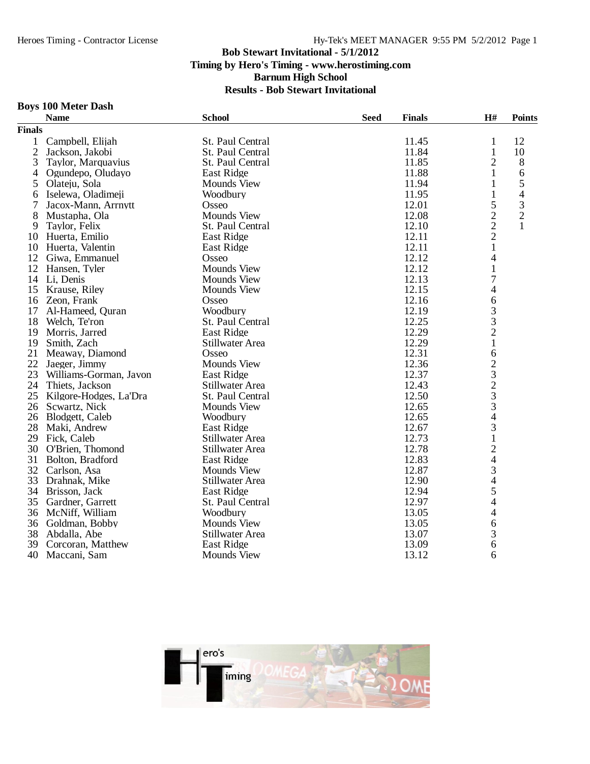# Bob Stewart Invitational - 5/1/2012

**Timing by Hero's Timing - www.herostiming.com**

**Barnum High School**

**Results - Bob Stewart Invitational**

## Boys 100 Meter Dash

| | Name | School | Seed | Finals | H# | Points |
|---|---|---|---|---|---|---|
| **Finals** | | | | | | |
| 1 | Campbell, Elijah | St. Paul Central | | 11.45 | 1 | 12 |
| 2 | Jackson, Jakobi | St. Paul Central | | 11.84 | 1 | 10 |
| 3 | Taylor, Marquavius | St. Paul Central | | 11.85 | 2 | 8 |
| 4 | Ogundepo, Oludayo | East Ridge | | 11.88 | 1 | 6 |
| 5 | Olateju, Sola | Mounds View | | 11.94 | 1 | 5 |
| 6 | Iselewa, Oladimeji | Woodbury | | 11.95 | 1 | 4 |
| 7 | Jacox-Mann, Arrnytt | Osseo | | 12.01 | 5 | 3 |
| 8 | Mustapha, Ola | Mounds View | | 12.08 | 2 | 2 |
| 9 | Taylor, Felix | St. Paul Central | | 12.10 | 2 | 1 |
| 10 | Huerta, Emilio | East Ridge | | 12.11 | 2 | |
| 10 | Huerta, Valentin | East Ridge | | 12.11 | 1 | |
| 12 | Giwa, Emmanuel | Osseo | | 12.12 | 4 | |
| 12 | Hansen, Tyler | Mounds View | | 12.12 | 1 | |
| 14 | Li, Denis | Mounds View | | 12.13 | 7 | |
| 15 | Krause, Riley | Mounds View | | 12.15 | 4 | |
| 16 | Zeon, Frank | Osseo | | 12.16 | 6 | |
| 17 | Al-Hameed, Quran | Woodbury | | 12.19 | 3 | |
| 18 | Welch, Te'ron | St. Paul Central | | 12.25 | 3 | |
| 19 | Morris, Jarred | East Ridge | | 12.29 | 2 | |
| 19 | Smith, Zach | Stillwater Area | | 12.29 | 1 | |
| 21 | Meaway, Diamond | Osseo | | 12.31 | 6 | |
| 22 | Jaeger, Jimmy | Mounds View | | 12.36 | 2 | |
| 23 | Williams-Gorman, Javon | East Ridge | | 12.37 | 3 | |
| 24 | Thiets, Jackson | Stillwater Area | | 12.43 | 2 | |
| 25 | Kilgore-Hodges, La'Dra | St. Paul Central | | 12.50 | 3 | |
| 26 | Scwartz, Nick | Mounds View | | 12.65 | 3 | |
| 26 | Blodgett, Caleb | Woodbury | | 12.65 | 4 | |
| 28 | Maki, Andrew | East Ridge | | 12.67 | 3 | |
| 29 | Fick, Caleb | Stillwater Area | | 12.73 | 1 | |
| 30 | O'Brien, Thomond | Stillwater Area | | 12.78 | 2 | |
| 31 | Bolton, Bradford | East Ridge | | 12.83 | 4 | |
| 32 | Carlson, Asa | Mounds View | | 12.87 | 3 | |
| 33 | Drahnak, Mike | Stillwater Area | | 12.90 | 4 | |
| 34 | Brisson, Jack | East Ridge | | 12.94 | 5 | |
| 35 | Gardner, Garrett | St. Paul Central | | 12.97 | 4 | |
| 36 | McNiff, William | Woodbury | | 13.05 | 4 | |
| 36 | Goldman, Bobby | Mounds View | | 13.05 | 6 | |
| 38 | Abdalla, Abe | Stillwater Area | | 13.07 | 3 | |
| 39 | Corcoran, Matthew | East Ridge | | 13.09 | 6 | |
| 40 | Maccani, Sam | Mounds View | | 13.12 | 6 | |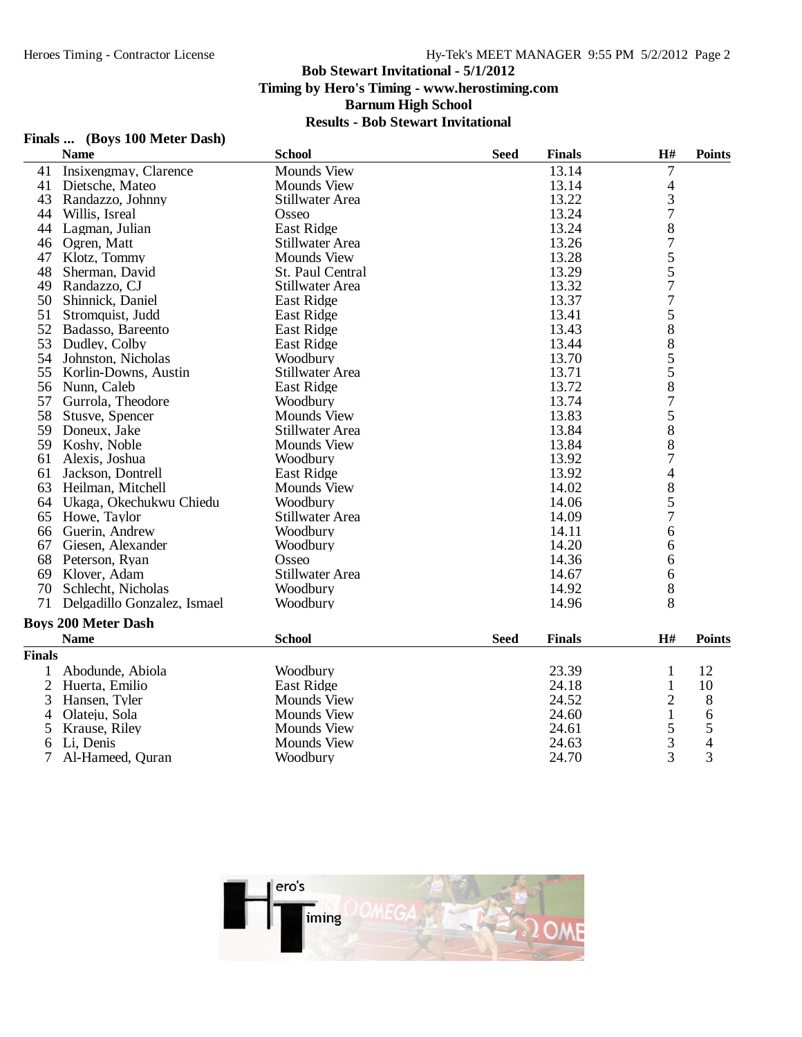# Bob Stewart Invitational - 5/1/2012

**Timing by Hero's Timing - www.herostiming.com**

**Barnum High School**

**Results - Bob Stewart Invitational**

## Finals ... (Boys 100 Meter Dash)

| | Name | School | Seed | Finals | H# | Points |
|---|---|---|---|---|---|---|
| 41 | Insixengmay, Clarence | Mounds View | | 13.14 | 7 | |
| 41 | Dietsche, Mateo | Mounds View | | 13.14 | 4 | |
| 43 | Randazzo, Johnny | Stillwater Area | | 13.22 | 3 | |
| 44 | Willis, Isreal | Osseo | | 13.24 | 7 | |
| 44 | Lagman, Julian | East Ridge | | 13.24 | 8 | |
| 46 | Ogren, Matt | Stillwater Area | | 13.26 | 7 | |
| 47 | Klotz, Tommy | Mounds View | | 13.28 | 5 | |
| 48 | Sherman, David | St. Paul Central | | 13.29 | 5 | |
| 49 | Randazzo, CJ | Stillwater Area | | 13.32 | 7 | |
| 50 | Shinnick, Daniel | East Ridge | | 13.37 | 7 | |
| 51 | Stromquist, Judd | East Ridge | | 13.41 | 5 | |
| 52 | Badasso, Bareento | East Ridge | | 13.43 | 8 | |
| 53 | Dudley, Colby | East Ridge | | 13.44 | 8 | |
| 54 | Johnston, Nicholas | Woodbury | | 13.70 | 5 | |
| 55 | Korlin-Downs, Austin | Stillwater Area | | 13.71 | 5 | |
| 56 | Nunn, Caleb | East Ridge | | 13.72 | 8 | |
| 57 | Gurrola, Theodore | Woodbury | | 13.74 | 7 | |
| 58 | Stusve, Spencer | Mounds View | | 13.83 | 5 | |
| 59 | Doneux, Jake | Stillwater Area | | 13.84 | 8 | |
| 59 | Koshy, Noble | Mounds View | | 13.84 | 8 | |
| 61 | Alexis, Joshua | Woodbury | | 13.92 | 7 | |
| 61 | Jackson, Dontrell | East Ridge | | 13.92 | 4 | |
| 63 | Heilman, Mitchell | Mounds View | | 14.02 | 8 | |
| 64 | Ukaga, Okechukwu Chiedu | Woodbury | | 14.06 | 5 | |
| 65 | Howe, Taylor | Stillwater Area | | 14.09 | 7 | |
| 66 | Guerin, Andrew | Woodbury | | 14.11 | 6 | |
| 67 | Giesen, Alexander | Woodbury | | 14.20 | 6 | |
| 68 | Peterson, Ryan | Osseo | | 14.36 | 6 | |
| 69 | Klover, Adam | Stillwater Area | | 14.67 | 6 | |
| 70 | Schlecht, Nicholas | Woodbury | | 14.92 | 8 | |
| 71 | Delgadillo Gonzalez, Ismael | Woodbury | | 14.96 | 8 | |

## Boys 200 Meter Dash

| | Name | School | Seed | Finals | H# | Points |
|---|---|---|---|---|---|---|
| **Finals** | | | | | | |
| 1 | Abodunde, Abiola | Woodbury | | 23.39 | 1 | 12 |
| 2 | Huerta, Emilio | East Ridge | | 24.18 | 1 | 10 |
| 3 | Hansen, Tyler | Mounds View | | 24.52 | 2 | 8 |
| 4 | Olateju, Sola | Mounds View | | 24.60 | 1 | 6 |
| 5 | Krause, Riley | Mounds View | | 24.61 | 5 | 5 |
| 6 | Li, Denis | Mounds View | | 24.63 | 3 | 4 |
| 7 | Al-Hameed, Quran | Woodbury | | 24.70 | 3 | 3 |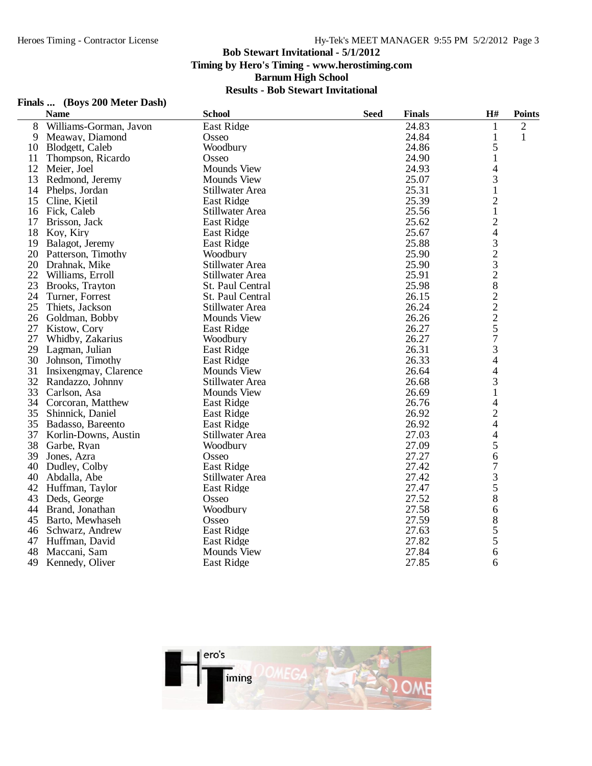Bob Stewart Invitational - 5/1/2012
Timing by Hero's Timing - www.herostiming.com
Barnum High School
Results - Bob Stewart Invitational

**Finals ... (Boys 200 Meter Dash)**

| | Name | School | Seed | Finals | H# | Points |
|---|---|---|---|---|---|---|
| 8 | Williams-Gorman, Javon | East Ridge | | 24.83 | 1 | 2 |
| 9 | Meaway, Diamond | Osseo | | 24.84 | 1 | 1 |
| 10 | Blodgett, Caleb | Woodbury | | 24.86 | 5 | |
| 11 | Thompson, Ricardo | Osseo | | 24.90 | 1 | |
| 12 | Meier, Joel | Mounds View | | 24.93 | 4 | |
| 13 | Redmond, Jeremy | Mounds View | | 25.07 | 3 | |
| 14 | Phelps, Jordan | Stillwater Area | | 25.31 | 1 | |
| 15 | Cline, Kjetil | East Ridge | | 25.39 | 2 | |
| 16 | Fick, Caleb | Stillwater Area | | 25.56 | 1 | |
| 17 | Brisson, Jack | East Ridge | | 25.62 | 2 | |
| 18 | Koy, Kiry | East Ridge | | 25.67 | 4 | |
| 19 | Balagot, Jeremy | East Ridge | | 25.88 | 3 | |
| 20 | Patterson, Timothy | Woodbury | | 25.90 | 2 | |
| 20 | Drahnak, Mike | Stillwater Area | | 25.90 | 3 | |
| 22 | Williams, Erroll | Stillwater Area | | 25.91 | 2 | |
| 23 | Brooks, Trayton | St. Paul Central | | 25.98 | 8 | |
| 24 | Turner, Forrest | St. Paul Central | | 26.15 | 2 | |
| 25 | Thiets, Jackson | Stillwater Area | | 26.24 | 2 | |
| 26 | Goldman, Bobby | Mounds View | | 26.26 | 2 | |
| 27 | Kistow, Cory | East Ridge | | 26.27 | 5 | |
| 27 | Whidby, Zakarius | Woodbury | | 26.27 | 7 | |
| 29 | Lagman, Julian | East Ridge | | 26.31 | 3 | |
| 30 | Johnson, Timothy | East Ridge | | 26.33 | 4 | |
| 31 | Insixengmay, Clarence | Mounds View | | 26.64 | 4 | |
| 32 | Randazzo, Johnny | Stillwater Area | | 26.68 | 3 | |
| 33 | Carlson, Asa | Mounds View | | 26.69 | 1 | |
| 34 | Corcoran, Matthew | East Ridge | | 26.76 | 4 | |
| 35 | Shinnick, Daniel | East Ridge | | 26.92 | 2 | |
| 35 | Badasso, Bareento | East Ridge | | 26.92 | 4 | |
| 37 | Korlin-Downs, Austin | Stillwater Area | | 27.03 | 4 | |
| 38 | Garbe, Ryan | Woodbury | | 27.09 | 5 | |
| 39 | Jones, Azra | Osseo | | 27.27 | 6 | |
| 40 | Dudley, Colby | East Ridge | | 27.42 | 7 | |
| 40 | Abdalla, Abe | Stillwater Area | | 27.42 | 3 | |
| 42 | Huffman, Taylor | East Ridge | | 27.47 | 5 | |
| 43 | Deds, George | Osseo | | 27.52 | 8 | |
| 44 | Brand, Jonathan | Woodbury | | 27.58 | 6 | |
| 45 | Barto, Mewhaseh | Osseo | | 27.59 | 8 | |
| 46 | Schwarz, Andrew | East Ridge | | 27.63 | 5 | |
| 47 | Huffman, David | East Ridge | | 27.82 | 5 | |
| 48 | Maccani, Sam | Mounds View | | 27.84 | 6 | |
| 49 | Kennedy, Oliver | East Ridge | | 27.85 | 6 | |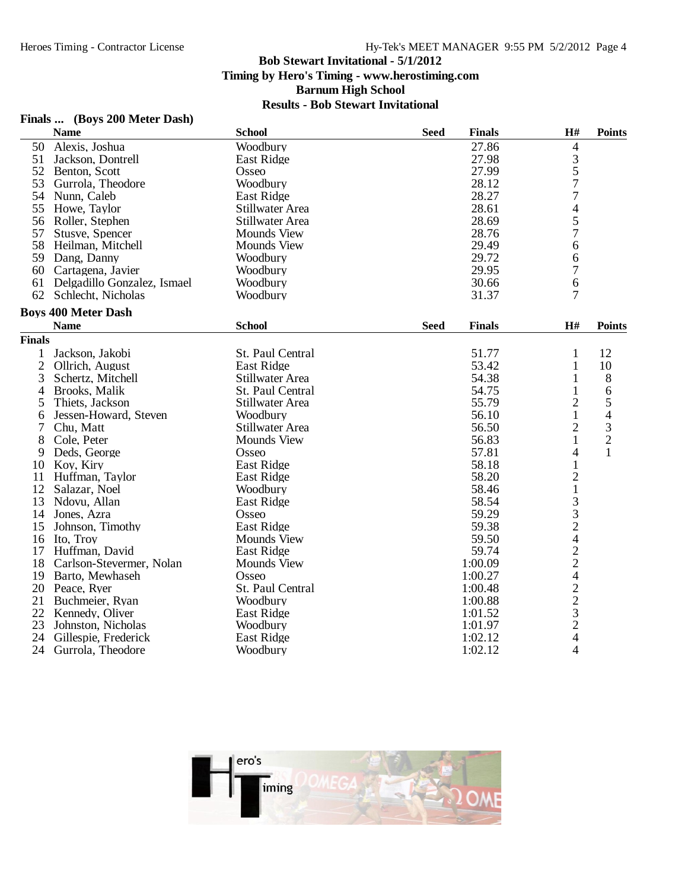## Bob Stewart Invitational - 5/1/2012
**Timing by Hero's Timing - www.herostiming.com**
**Barnum High School**
**Results - Bob Stewart Invitational**

### Finals ... (Boys 200 Meter Dash)

| | Name | School | Seed | Finals | H# | Points |
|---|---|---|---|---|---|---|
| 50 | Alexis, Joshua | Woodbury | | 27.86 | 4 | |
| 51 | Jackson, Dontrell | East Ridge | | 27.98 | 3 | |
| 52 | Benton, Scott | Osseo | | 27.99 | 5 | |
| 53 | Gurrola, Theodore | Woodbury | | 28.12 | 7 | |
| 54 | Nunn, Caleb | East Ridge | | 28.27 | 7 | |
| 55 | Howe, Taylor | Stillwater Area | | 28.61 | 4 | |
| 56 | Roller, Stephen | Stillwater Area | | 28.69 | 5 | |
| 57 | Stusve, Spencer | Mounds View | | 28.76 | 7 | |
| 58 | Heilman, Mitchell | Mounds View | | 29.49 | 6 | |
| 59 | Dang, Danny | Woodbury | | 29.72 | 6 | |
| 60 | Cartagena, Javier | Woodbury | | 29.95 | 7 | |
| 61 | Delgadillo Gonzalez, Ismael | Woodbury | | 30.66 | 6 | |
| 62 | Schlecht, Nicholas | Woodbury | | 31.37 | 7 | |

### Boys 400 Meter Dash

**Finals**

| | Name | School | Seed | Finals | H# | Points |
|---|---|---|---|---|---|---|
| 1 | Jackson, Jakobi | St. Paul Central | | 51.77 | 1 | 12 |
| 2 | Ollrich, August | East Ridge | | 53.42 | 1 | 10 |
| 3 | Schertz, Mitchell | Stillwater Area | | 54.38 | 1 | 8 |
| 4 | Brooks, Malik | St. Paul Central | | 54.75 | 1 | 6 |
| 5 | Thiets, Jackson | Stillwater Area | | 55.79 | 2 | 5 |
| 6 | Jessen-Howard, Steven | Woodbury | | 56.10 | 1 | 4 |
| 7 | Chu, Matt | Stillwater Area | | 56.50 | 2 | 3 |
| 8 | Cole, Peter | Mounds View | | 56.83 | 1 | 2 |
| 9 | Deds, George | Osseo | | 57.81 | 4 | 1 |
| 10 | Koy, Kiry | East Ridge | | 58.18 | 1 | |
| 11 | Huffman, Taylor | East Ridge | | 58.20 | 2 | |
| 12 | Salazar, Noel | Woodbury | | 58.46 | 1 | |
| 13 | Ndovu, Allan | East Ridge | | 58.54 | 3 | |
| 14 | Jones, Azra | Osseo | | 59.29 | 3 | |
| 15 | Johnson, Timothy | East Ridge | | 59.38 | 2 | |
| 16 | Ito, Troy | Mounds View | | 59.50 | 4 | |
| 17 | Huffman, David | East Ridge | | 59.74 | 2 | |
| 18 | Carlson-Stevermer, Nolan | Mounds View | | 1:00.09 | 2 | |
| 19 | Barto, Mewhaseh | Osseo | | 1:00.27 | 4 | |
| 20 | Peace, Ryer | St. Paul Central | | 1:00.48 | 2 | |
| 21 | Buchmeier, Ryan | Woodbury | | 1:00.88 | 2 | |
| 22 | Kennedy, Oliver | East Ridge | | 1:01.52 | 3 | |
| 23 | Johnston, Nicholas | Woodbury | | 1:01.97 | 2 | |
| 24 | Gillespie, Frederick | East Ridge | | 1:02.12 | 4 | |
| 24 | Gurrola, Theodore | Woodbury | | 1:02.12 | 4 | |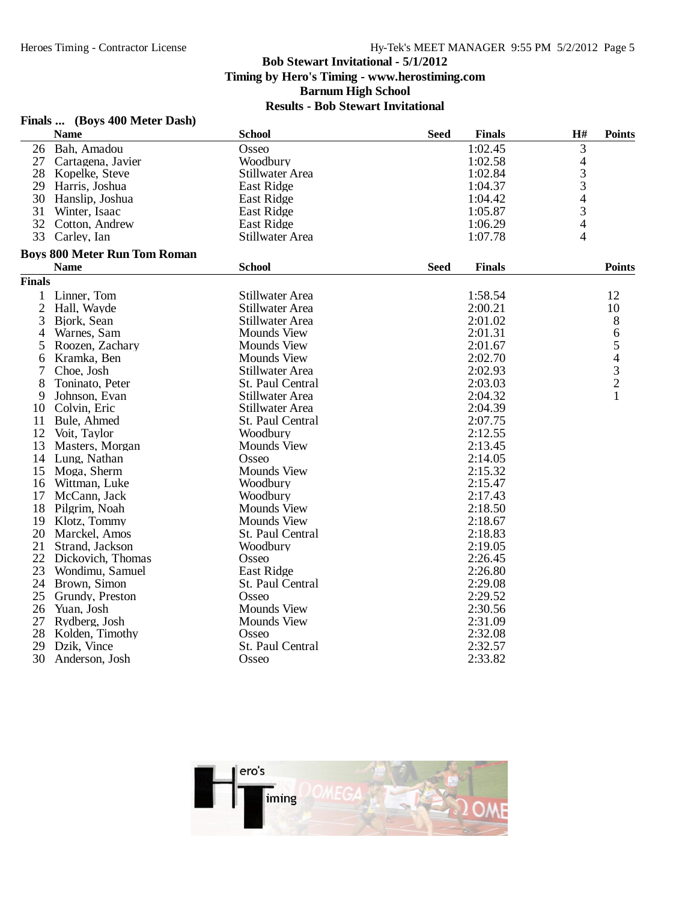**Bob Stewart Invitational - 5/1/2012**
**Timing by Hero's Timing - www.herostiming.com**
**Barnum High School**
**Results - Bob Stewart Invitational**

### Finals ... (Boys 400 Meter Dash)

| | Name | School | Seed | Finals | H# | Points |
|---|---|---|---|---|---|---|
| 26 | Bah, Amadou | Osseo | | 1:02.45 | 3 | |
| 27 | Cartagena, Javier | Woodbury | | 1:02.58 | 4 | |
| 28 | Kopelke, Steve | Stillwater Area | | 1:02.84 | 3 | |
| 29 | Harris, Joshua | East Ridge | | 1:04.37 | 3 | |
| 30 | Hanslip, Joshua | East Ridge | | 1:04.42 | 4 | |
| 31 | Winter, Isaac | East Ridge | | 1:05.87 | 3 | |
| 32 | Cotton, Andrew | East Ridge | | 1:06.29 | 4 | |
| 33 | Carley, Ian | Stillwater Area | | 1:07.78 | 4 | |

### Boys 800 Meter Run Tom Roman

**Finals**

| | Name | School | Seed | Finals | Points |
|---|---|---|---|---|---|
| 1 | Linner, Tom | Stillwater Area | | 1:58.54 | 12 |
| 2 | Hall, Wayde | Stillwater Area | | 2:00.21 | 10 |
| 3 | Bjork, Sean | Stillwater Area | | 2:01.02 | 8 |
| 4 | Warnes, Sam | Mounds View | | 2:01.31 | 6 |
| 5 | Roozen, Zachary | Mounds View | | 2:01.67 | 5 |
| 6 | Kramka, Ben | Mounds View | | 2:02.70 | 4 |
| 7 | Choe, Josh | Stillwater Area | | 2:02.93 | 3 |
| 8 | Toninato, Peter | St. Paul Central | | 2:03.03 | 2 |
| 9 | Johnson, Evan | Stillwater Area | | 2:04.32 | 1 |
| 10 | Colvin, Eric | Stillwater Area | | 2:04.39 | |
| 11 | Bule, Ahmed | St. Paul Central | | 2:07.75 | |
| 12 | Voit, Taylor | Woodbury | | 2:12.55 | |
| 13 | Masters, Morgan | Mounds View | | 2:13.45 | |
| 14 | Lung, Nathan | Osseo | | 2:14.05 | |
| 15 | Moga, Sherm | Mounds View | | 2:15.32 | |
| 16 | Wittman, Luke | Woodbury | | 2:15.47 | |
| 17 | McCann, Jack | Woodbury | | 2:17.43 | |
| 18 | Pilgrim, Noah | Mounds View | | 2:18.50 | |
| 19 | Klotz, Tommy | Mounds View | | 2:18.67 | |
| 20 | Marckel, Amos | St. Paul Central | | 2:18.83 | |
| 21 | Strand, Jackson | Woodbury | | 2:19.05 | |
| 22 | Dickovich, Thomas | Osseo | | 2:26.45 | |
| 23 | Wondimu, Samuel | East Ridge | | 2:26.80 | |
| 24 | Brown, Simon | St. Paul Central | | 2:29.08 | |
| 25 | Grundy, Preston | Osseo | | 2:29.52 | |
| 26 | Yuan, Josh | Mounds View | | 2:30.56 | |
| 27 | Rydberg, Josh | Mounds View | | 2:31.09 | |
| 28 | Kolden, Timothy | Osseo | | 2:32.08 | |
| 29 | Dzik, Vince | St. Paul Central | | 2:32.57 | |
| 30 | Anderson, Josh | Osseo | | 2:33.82 | |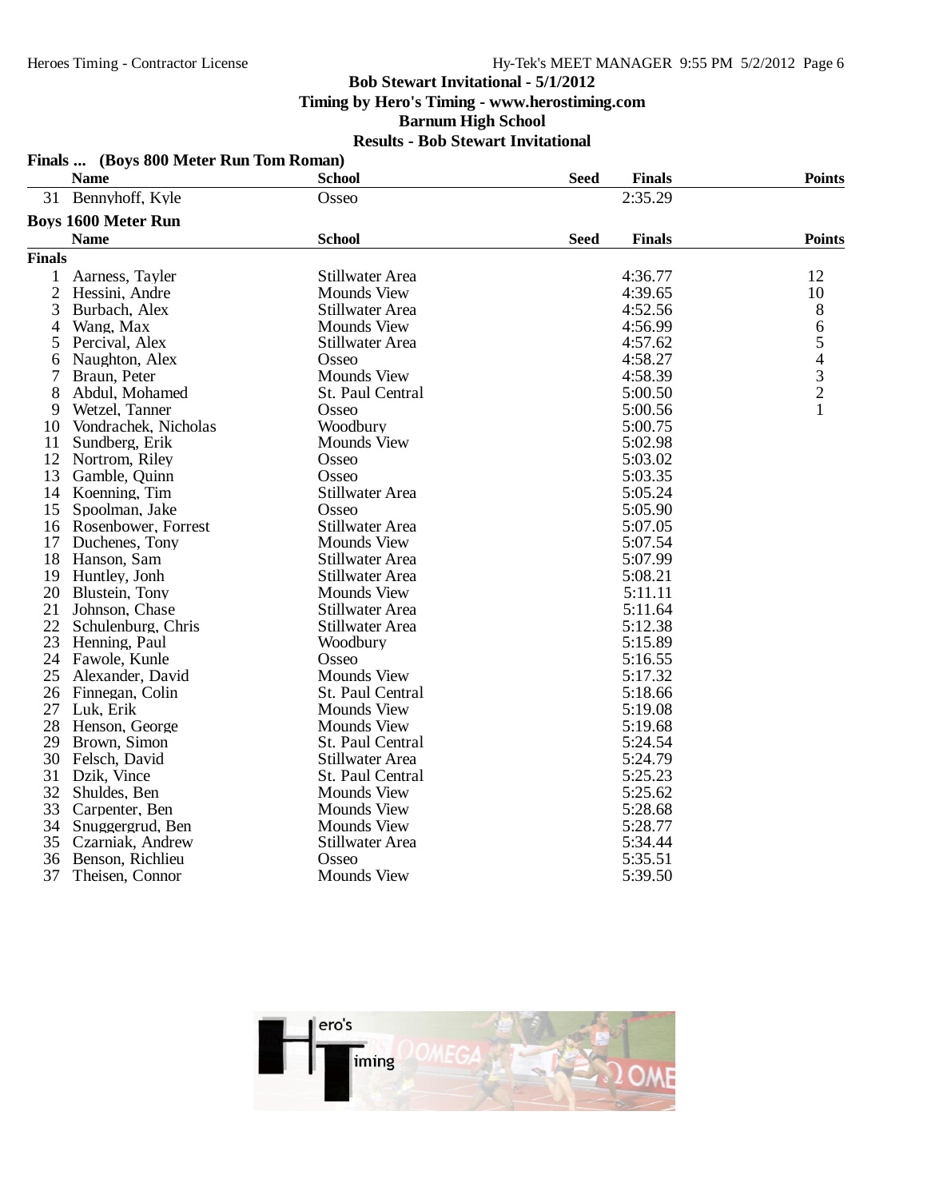Bob Stewart Invitational - 5/1/2012
Timing by Hero's Timing - www.herostiming.com
Barnum High School
Results - Bob Stewart Invitational

## Finals ... (Boys 800 Meter Run Tom Roman)

| | Name | School | Seed | Finals | Points |
|---|---|---|---|---|---|
| 31 | Bennyhoff, Kyle | Osseo | | 2:35.29 | |

## Boys 1600 Meter Run

**Finals**

| | Name | School | Seed | Finals | Points |
|---|---|---|---|---|---|
| 1 | Aarness, Tayler | Stillwater Area | | 4:36.77 | 12 |
| 2 | Hessini, Andre | Mounds View | | 4:39.65 | 10 |
| 3 | Burbach, Alex | Stillwater Area | | 4:52.56 | 8 |
| 4 | Wang, Max | Mounds View | | 4:56.99 | 6 |
| 5 | Percival, Alex | Stillwater Area | | 4:57.62 | 5 |
| 6 | Naughton, Alex | Osseo | | 4:58.27 | 4 |
| 7 | Braun, Peter | Mounds View | | 4:58.39 | 3 |
| 8 | Abdul, Mohamed | St. Paul Central | | 5:00.50 | 2 |
| 9 | Wetzel, Tanner | Osseo | | 5:00.56 | 1 |
| 10 | Vondrachek, Nicholas | Woodbury | | 5:00.75 | |
| 11 | Sundberg, Erik | Mounds View | | 5:02.98 | |
| 12 | Nortrom, Riley | Osseo | | 5:03.02 | |
| 13 | Gamble, Quinn | Osseo | | 5:03.35 | |
| 14 | Koenning, Tim | Stillwater Area | | 5:05.24 | |
| 15 | Spoolman, Jake | Osseo | | 5:05.90 | |
| 16 | Rosenbower, Forrest | Stillwater Area | | 5:07.05 | |
| 17 | Duchenes, Tony | Mounds View | | 5:07.54 | |
| 18 | Hanson, Sam | Stillwater Area | | 5:07.99 | |
| 19 | Huntley, Jonh | Stillwater Area | | 5:08.21 | |
| 20 | Blustein, Tony | Mounds View | | 5:11.11 | |
| 21 | Johnson, Chase | Stillwater Area | | 5:11.64 | |
| 22 | Schulenburg, Chris | Stillwater Area | | 5:12.38 | |
| 23 | Henning, Paul | Woodbury | | 5:15.89 | |
| 24 | Fawole, Kunle | Osseo | | 5:16.55 | |
| 25 | Alexander, David | Mounds View | | 5:17.32 | |
| 26 | Finnegan, Colin | St. Paul Central | | 5:18.66 | |
| 27 | Luk, Erik | Mounds View | | 5:19.08 | |
| 28 | Henson, George | Mounds View | | 5:19.68 | |
| 29 | Brown, Simon | St. Paul Central | | 5:24.54 | |
| 30 | Felsch, David | Stillwater Area | | 5:24.79 | |
| 31 | Dzik, Vince | St. Paul Central | | 5:25.23 | |
| 32 | Shuldes, Ben | Mounds View | | 5:25.62 | |
| 33 | Carpenter, Ben | Mounds View | | 5:28.68 | |
| 34 | Snuggergrud, Ben | Mounds View | | 5:28.77 | |
| 35 | Czarniak, Andrew | Stillwater Area | | 5:34.44 | |
| 36 | Benson, Richlieu | Osseo | | 5:35.51 | |
| 37 | Theisen, Connor | Mounds View | | 5:39.50 | |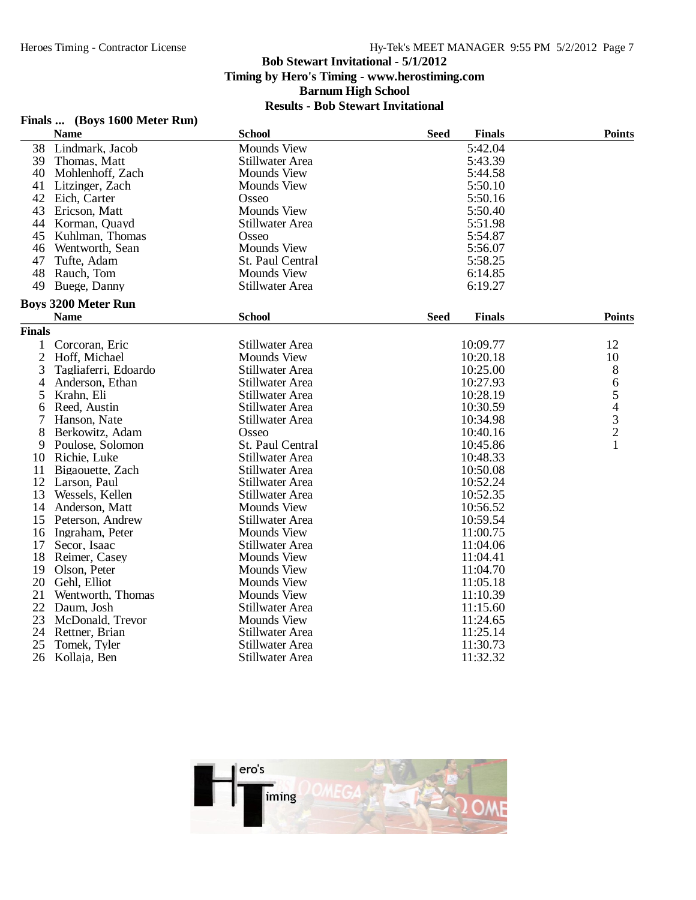# Bob Stewart Invitational - 5/1/2012

**Timing by Hero's Timing - www.herostiming.com**

**Barnum High School**

**Results - Bob Stewart Invitational**

## Finals ... (Boys 1600 Meter Run)

| | Name | School | Seed | Finals | Points |
|---|---|---|---|---|---|
| 38 | Lindmark, Jacob | Mounds View | | 5:42.04 | |
| 39 | Thomas, Matt | Stillwater Area | | 5:43.39 | |
| 40 | Mohlenhoff, Zach | Mounds View | | 5:44.58 | |
| 41 | Litzinger, Zach | Mounds View | | 5:50.10 | |
| 42 | Eich, Carter | Osseo | | 5:50.16 | |
| 43 | Ericson, Matt | Mounds View | | 5:50.40 | |
| 44 | Korman, Quayd | Stillwater Area | | 5:51.98 | |
| 45 | Kuhlman, Thomas | Osseo | | 5:54.87 | |
| 46 | Wentworth, Sean | Mounds View | | 5:56.07 | |
| 47 | Tufte, Adam | St. Paul Central | | 5:58.25 | |
| 48 | Rauch, Tom | Mounds View | | 6:14.85 | |
| 49 | Buege, Danny | Stillwater Area | | 6:19.27 | |

## Boys 3200 Meter Run

**Finals**

| | Name | School | Seed | Finals | Points |
|---|---|---|---|---|---|
| 1 | Corcoran, Eric | Stillwater Area | | 10:09.77 | 12 |
| 2 | Hoff, Michael | Mounds View | | 10:20.18 | 10 |
| 3 | Tagliaferri, Edoardo | Stillwater Area | | 10:25.00 | 8 |
| 4 | Anderson, Ethan | Stillwater Area | | 10:27.93 | 6 |
| 5 | Krahn, Eli | Stillwater Area | | 10:28.19 | 5 |
| 6 | Reed, Austin | Stillwater Area | | 10:30.59 | 4 |
| 7 | Hanson, Nate | Stillwater Area | | 10:34.98 | 3 |
| 8 | Berkowitz, Adam | Osseo | | 10:40.16 | 2 |
| 9 | Poulose, Solomon | St. Paul Central | | 10:45.86 | 1 |
| 10 | Richie, Luke | Stillwater Area | | 10:48.33 | |
| 11 | Bigaouette, Zach | Stillwater Area | | 10:50.08 | |
| 12 | Larson, Paul | Stillwater Area | | 10:52.24 | |
| 13 | Wessels, Kellen | Stillwater Area | | 10:52.35 | |
| 14 | Anderson, Matt | Mounds View | | 10:56.52 | |
| 15 | Peterson, Andrew | Stillwater Area | | 10:59.54 | |
| 16 | Ingraham, Peter | Mounds View | | 11:00.75 | |
| 17 | Secor, Isaac | Stillwater Area | | 11:04.06 | |
| 18 | Reimer, Casey | Mounds View | | 11:04.41 | |
| 19 | Olson, Peter | Mounds View | | 11:04.70 | |
| 20 | Gehl, Elliot | Mounds View | | 11:05.18 | |
| 21 | Wentworth, Thomas | Mounds View | | 11:10.39 | |
| 22 | Daum, Josh | Stillwater Area | | 11:15.60 | |
| 23 | McDonald, Trevor | Mounds View | | 11:24.65 | |
| 24 | Rettner, Brian | Stillwater Area | | 11:25.14 | |
| 25 | Tomek, Tyler | Stillwater Area | | 11:30.73 | |
| 26 | Kollaja, Ben | Stillwater Area | | 11:32.32 | |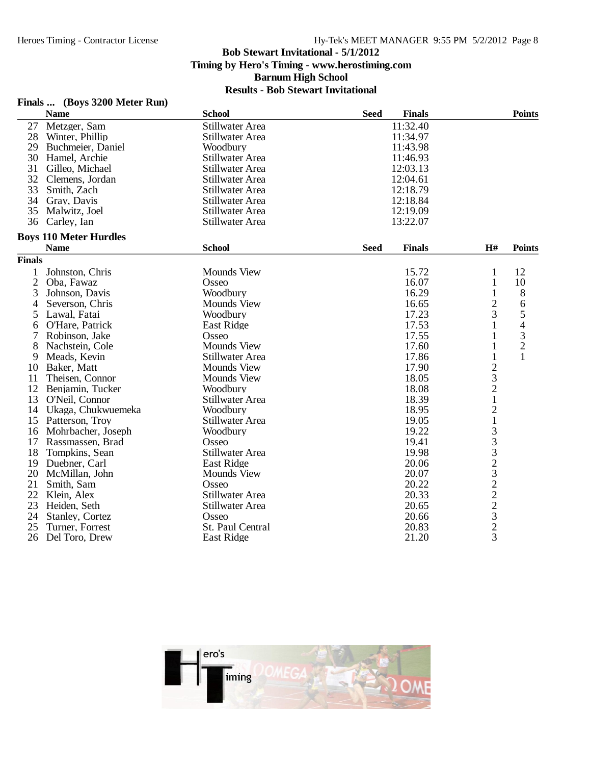# Bob Stewart Invitational - 5/1/2012

## Timing by Hero's Timing - www.herostiming.com

## Barnum High School

## Results - Bob Stewart Invitational

### Finals ... (Boys 3200 Meter Run)

| | Name | School | Seed | Finals | Points |
|---|---|---|---|---|---|
| 27 | Metzger, Sam | Stillwater Area | | 11:32.40 | |
| 28 | Winter, Phillip | Stillwater Area | | 11:34.97 | |
| 29 | Buchmeier, Daniel | Woodbury | | 11:43.98 | |
| 30 | Hamel, Archie | Stillwater Area | | 11:46.93 | |
| 31 | Gilleo, Michael | Stillwater Area | | 12:03.13 | |
| 32 | Clemens, Jordan | Stillwater Area | | 12:04.61 | |
| 33 | Smith, Zach | Stillwater Area | | 12:18.79 | |
| 34 | Gray, Davis | Stillwater Area | | 12:18.84 | |
| 35 | Malwitz, Joel | Stillwater Area | | 12:19.09 | |
| 36 | Carley, Ian | Stillwater Area | | 13:22.07 | |

### Boys 110 Meter Hurdles

**Finals**

| | Name | School | Seed | Finals | H# | Points |
|---|---|---|---|---|---|---|
| 1 | Johnston, Chris | Mounds View | | 15.72 | 1 | 12 |
| 2 | Oba, Fawaz | Osseo | | 16.07 | 1 | 10 |
| 3 | Johnson, Davis | Woodbury | | 16.29 | 1 | 8 |
| 4 | Severson, Chris | Mounds View | | 16.65 | 2 | 6 |
| 5 | Lawal, Fatai | Woodbury | | 17.23 | 3 | 5 |
| 6 | O'Hare, Patrick | East Ridge | | 17.53 | 1 | 4 |
| 7 | Robinson, Jake | Osseo | | 17.55 | 1 | 3 |
| 8 | Nachstein, Cole | Mounds View | | 17.60 | 1 | 2 |
| 9 | Meads, Kevin | Stillwater Area | | 17.86 | 1 | 1 |
| 10 | Baker, Matt | Mounds View | | 17.90 | 2 | |
| 11 | Theisen, Connor | Mounds View | | 18.05 | 3 | |
| 12 | Benjamin, Tucker | Woodbury | | 18.08 | 2 | |
| 13 | O'Neil, Connor | Stillwater Area | | 18.39 | 1 | |
| 14 | Ukaga, Chukwuemeka | Woodbury | | 18.95 | 2 | |
| 15 | Patterson, Troy | Stillwater Area | | 19.05 | 1 | |
| 16 | Mohrbacher, Joseph | Woodbury | | 19.22 | 3 | |
| 17 | Rassmassen, Brad | Osseo | | 19.41 | 3 | |
| 18 | Tompkins, Sean | Stillwater Area | | 19.98 | 3 | |
| 19 | Duebner, Carl | East Ridge | | 20.06 | 2 | |
| 20 | McMillan, John | Mounds View | | 20.07 | 3 | |
| 21 | Smith, Sam | Osseo | | 20.22 | 2 | |
| 22 | Klein, Alex | Stillwater Area | | 20.33 | 2 | |
| 23 | Heiden, Seth | Stillwater Area | | 20.65 | 2 | |
| 24 | Stanley, Cortez | Osseo | | 20.66 | 3 | |
| 25 | Turner, Forrest | St. Paul Central | | 20.83 | 2 | |
| 26 | Del Toro, Drew | East Ridge | | 21.20 | 3 | |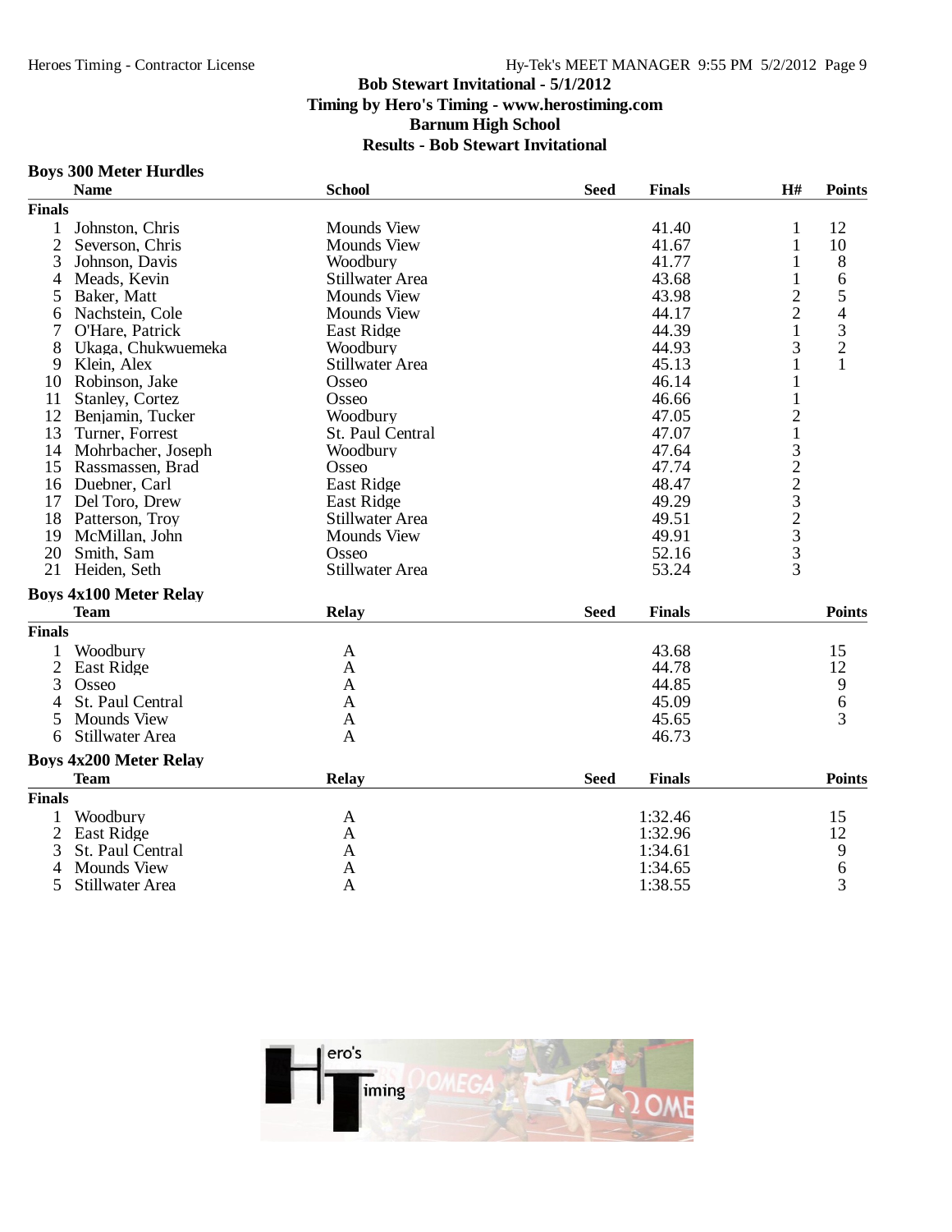Bob Stewart Invitational - 5/1/2012
Timing by Hero's Timing - www.herostiming.com
Barnum High School
Results - Bob Stewart Invitational

### Boys 300 Meter Hurdles

| | Name | School | Seed | Finals | H# | Points |
|---|---|---|---|---|---|---|
| **Finals** | | | | | | |
| 1 | Johnston, Chris | Mounds View | | 41.40 | 1 | 12 |
| 2 | Severson, Chris | Mounds View | | 41.67 | 1 | 10 |
| 3 | Johnson, Davis | Woodbury | | 41.77 | 1 | 8 |
| 4 | Meads, Kevin | Stillwater Area | | 43.68 | 1 | 6 |
| 5 | Baker, Matt | Mounds View | | 43.98 | 2 | 5 |
| 6 | Nachstein, Cole | Mounds View | | 44.17 | 2 | 4 |
| 7 | O'Hare, Patrick | East Ridge | | 44.39 | 1 | 3 |
| 8 | Ukaga, Chukwuemeka | Woodbury | | 44.93 | 3 | 2 |
| 9 | Klein, Alex | Stillwater Area | | 45.13 | 1 | 1 |
| 10 | Robinson, Jake | Osseo | | 46.14 | 1 | |
| 11 | Stanley, Cortez | Osseo | | 46.66 | 1 | |
| 12 | Benjamin, Tucker | Woodbury | | 47.05 | 2 | |
| 13 | Turner, Forrest | St. Paul Central | | 47.07 | 1 | |
| 14 | Mohrbacher, Joseph | Woodbury | | 47.64 | 3 | |
| 15 | Rassmassen, Brad | Osseo | | 47.74 | 2 | |
| 16 | Duebner, Carl | East Ridge | | 48.47 | 2 | |
| 17 | Del Toro, Drew | East Ridge | | 49.29 | 3 | |
| 18 | Patterson, Troy | Stillwater Area | | 49.51 | 2 | |
| 19 | McMillan, John | Mounds View | | 49.91 | 3 | |
| 20 | Smith, Sam | Osseo | | 52.16 | 3 | |
| 21 | Heiden, Seth | Stillwater Area | | 53.24 | 3 | |

### Boys 4x100 Meter Relay

| | Team | Relay | Seed | Finals | Points |
|---|---|---|---|---|---|
| **Finals** | | | | | |
| 1 | Woodbury | A | | 43.68 | 15 |
| 2 | East Ridge | A | | 44.78 | 12 |
| 3 | Osseo | A | | 44.85 | 9 |
| 4 | St. Paul Central | A | | 45.09 | 6 |
| 5 | Mounds View | A | | 45.65 | 3 |
| 6 | Stillwater Area | A | | 46.73 | |

### Boys 4x200 Meter Relay

| | Team | Relay | Seed | Finals | Points |
|---|---|---|---|---|---|
| **Finals** | | | | | |
| 1 | Woodbury | A | | 1:32.46 | 15 |
| 2 | East Ridge | A | | 1:32.96 | 12 |
| 3 | St. Paul Central | A | | 1:34.61 | 9 |
| 4 | Mounds View | A | | 1:34.65 | 6 |
| 5 | Stillwater Area | A | | 1:38.55 | 3 |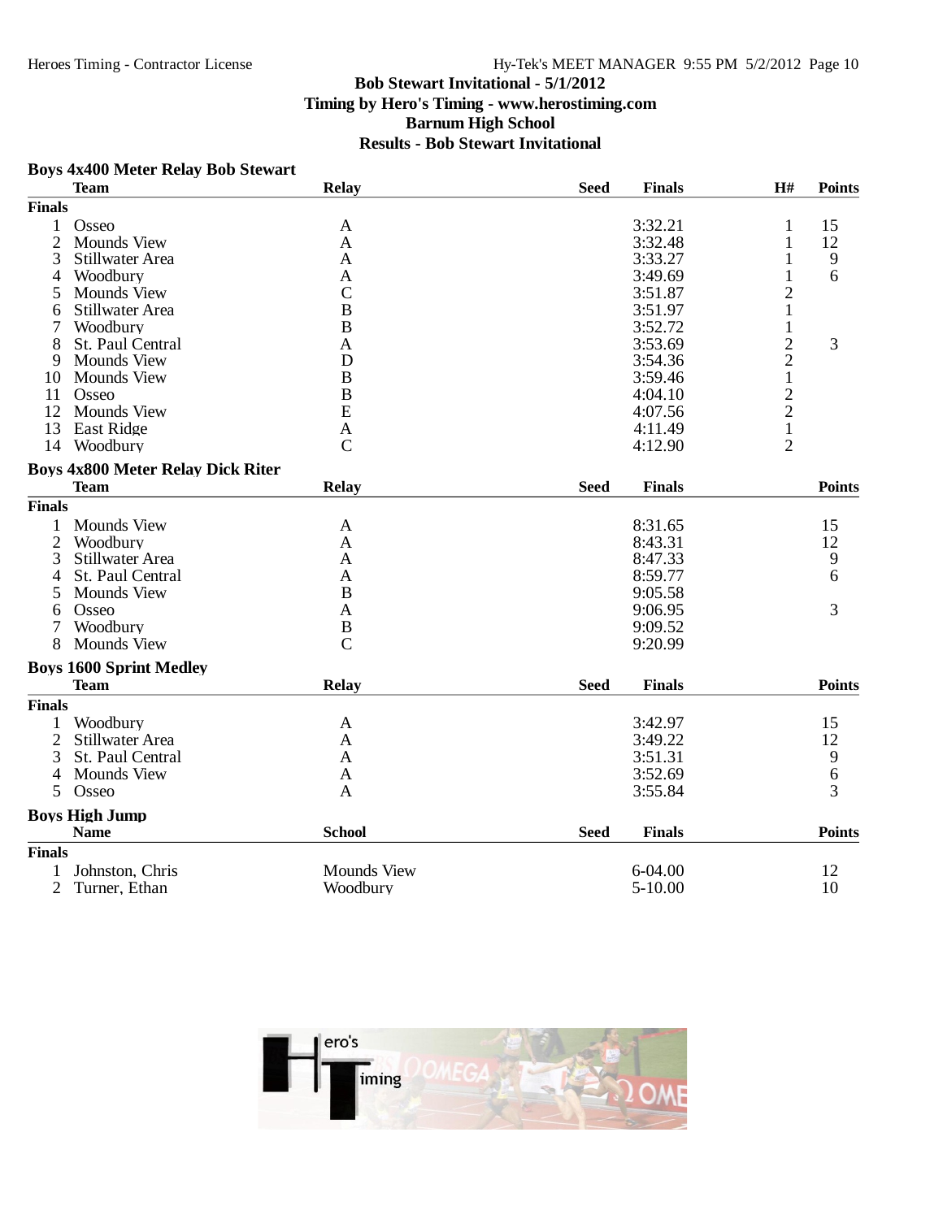Bob Stewart Invitational - 5/1/2012
Timing by Hero's Timing - www.herostiming.com
Barnum High School
Results - Bob Stewart Invitational

### Boys 4x400 Meter Relay Bob Stewart

| | Team | Relay | Seed | Finals | H# | Points |
|---|---|---|---|---|---|---|
| **Finals** | | | | | | |
| 1 | Osseo | A | | 3:32.21 | 1 | 15 |
| 2 | Mounds View | A | | 3:32.48 | 1 | 12 |
| 3 | Stillwater Area | A | | 3:33.27 | 1 | 9 |
| 4 | Woodbury | A | | 3:49.69 | 1 | 6 |
| 5 | Mounds View | C | | 3:51.87 | 2 | |
| 6 | Stillwater Area | B | | 3:51.97 | 1 | |
| 7 | Woodbury | B | | 3:52.72 | 1 | |
| 8 | St. Paul Central | A | | 3:53.69 | 2 | 3 |
| 9 | Mounds View | D | | 3:54.36 | 2 | |
| 10 | Mounds View | B | | 3:59.46 | 1 | |
| 11 | Osseo | B | | 4:04.10 | 2 | |
| 12 | Mounds View | E | | 4:07.56 | 2 | |
| 13 | East Ridge | A | | 4:11.49 | 1 | |
| 14 | Woodbury | C | | 4:12.90 | 2 | |

### Boys 4x800 Meter Relay Dick Riter

| | Team | Relay | Seed | Finals | Points |
|---|---|---|---|---|---|
| **Finals** | | | | | |
| 1 | Mounds View | A | | 8:31.65 | 15 |
| 2 | Woodbury | A | | 8:43.31 | 12 |
| 3 | Stillwater Area | A | | 8:47.33 | 9 |
| 4 | St. Paul Central | A | | 8:59.77 | 6 |
| 5 | Mounds View | B | | 9:05.58 | |
| 6 | Osseo | A | | 9:06.95 | 3 |
| 7 | Woodbury | B | | 9:09.52 | |
| 8 | Mounds View | C | | 9:20.99 | |

### Boys 1600 Sprint Medley

| | Team | Relay | Seed | Finals | Points |
|---|---|---|---|---|---|
| **Finals** | | | | | |
| 1 | Woodbury | A | | 3:42.97 | 15 |
| 2 | Stillwater Area | A | | 3:49.22 | 12 |
| 3 | St. Paul Central | A | | 3:51.31 | 9 |
| 4 | Mounds View | A | | 3:52.69 | 6 |
| 5 | Osseo | A | | 3:55.84 | 3 |

### Boys High Jump

| | Name | School | Seed | Finals | Points |
|---|---|---|---|---|---|
| **Finals** | | | | | |
| 1 | Johnston, Chris | Mounds View | | 6-04.00 | 12 |
| 2 | Turner, Ethan | Woodbury | | 5-10.00 | 10 |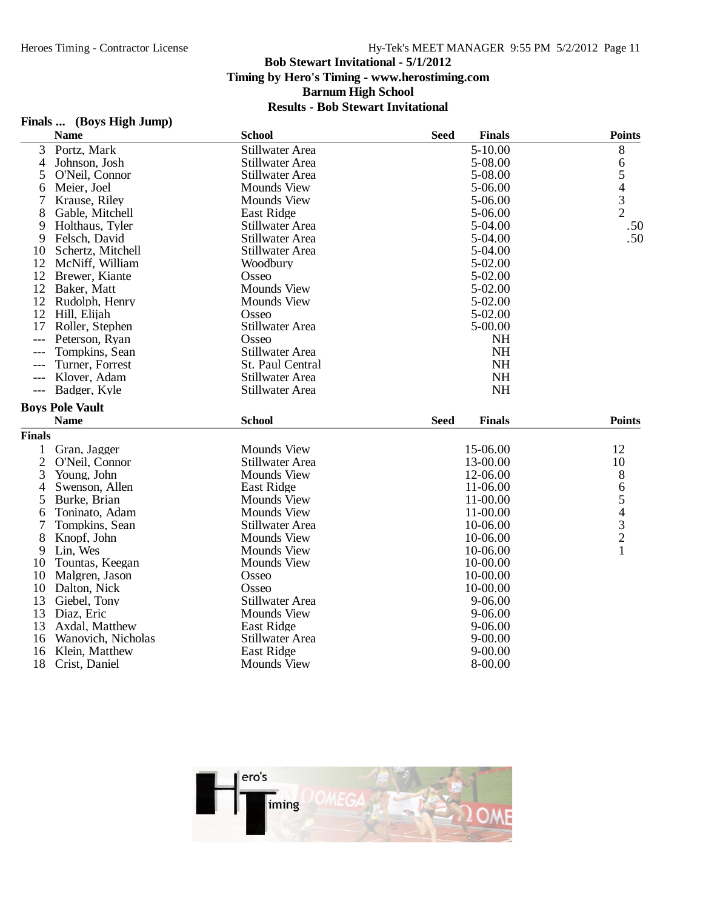# Bob Stewart Invitational - 5/1/2012

**Timing by Hero's Timing - www.herostiming.com**

**Barnum High School**

**Results - Bob Stewart Invitational**

## Finals ... (Boys High Jump)

| | Name | School | Seed | Finals | Points |
|---|---|---|---|---|---|
| 3 | Portz, Mark | Stillwater Area | | 5-10.00 | 8 |
| 4 | Johnson, Josh | Stillwater Area | | 5-08.00 | 6 |
| 5 | O'Neil, Connor | Stillwater Area | | 5-08.00 | 5 |
| 6 | Meier, Joel | Mounds View | | 5-06.00 | 4 |
| 7 | Krause, Riley | Mounds View | | 5-06.00 | 3 |
| 8 | Gable, Mitchell | East Ridge | | 5-06.00 | 2 |
| 9 | Holthaus, Tyler | Stillwater Area | | 5-04.00 | .50 |
| 9 | Felsch, David | Stillwater Area | | 5-04.00 | .50 |
| 10 | Schertz, Mitchell | Stillwater Area | | 5-04.00 | |
| 12 | McNiff, William | Woodbury | | 5-02.00 | |
| 12 | Brewer, Kiante | Osseo | | 5-02.00 | |
| 12 | Baker, Matt | Mounds View | | 5-02.00 | |
| 12 | Rudolph, Henry | Mounds View | | 5-02.00 | |
| 12 | Hill, Elijah | Osseo | | 5-02.00 | |
| 17 | Roller, Stephen | Stillwater Area | | 5-00.00 | |
| --- | Peterson, Ryan | Osseo | | NH | |
| --- | Tompkins, Sean | Stillwater Area | | NH | |
| --- | Turner, Forrest | St. Paul Central | | NH | |
| --- | Klover, Adam | Stillwater Area | | NH | |
| --- | Badger, Kyle | Stillwater Area | | NH | |

## Boys Pole Vault

**Finals**

| | Name | School | Seed | Finals | Points |
|---|---|---|---|---|---|
| 1 | Gran, Jagger | Mounds View | | 15-06.00 | 12 |
| 2 | O'Neil, Connor | Stillwater Area | | 13-00.00 | 10 |
| 3 | Young, John | Mounds View | | 12-06.00 | 8 |
| 4 | Swenson, Allen | East Ridge | | 11-06.00 | 6 |
| 5 | Burke, Brian | Mounds View | | 11-00.00 | 5 |
| 6 | Toninato, Adam | Mounds View | | 11-00.00 | 4 |
| 7 | Tompkins, Sean | Stillwater Area | | 10-06.00 | 3 |
| 8 | Knopf, John | Mounds View | | 10-06.00 | 2 |
| 9 | Lin, Wes | Mounds View | | 10-06.00 | 1 |
| 10 | Tountas, Keegan | Mounds View | | 10-00.00 | |
| 10 | Malgren, Jason | Osseo | | 10-00.00 | |
| 10 | Dalton, Nick | Osseo | | 10-00.00 | |
| 13 | Giebel, Tony | Stillwater Area | | 9-06.00 | |
| 13 | Diaz, Eric | Mounds View | | 9-06.00 | |
| 13 | Axdal, Matthew | East Ridge | | 9-06.00 | |
| 16 | Wanovich, Nicholas | Stillwater Area | | 9-00.00 | |
| 16 | Klein, Matthew | East Ridge | | 9-00.00 | |
| 18 | Crist, Daniel | Mounds View | | 8-00.00 | |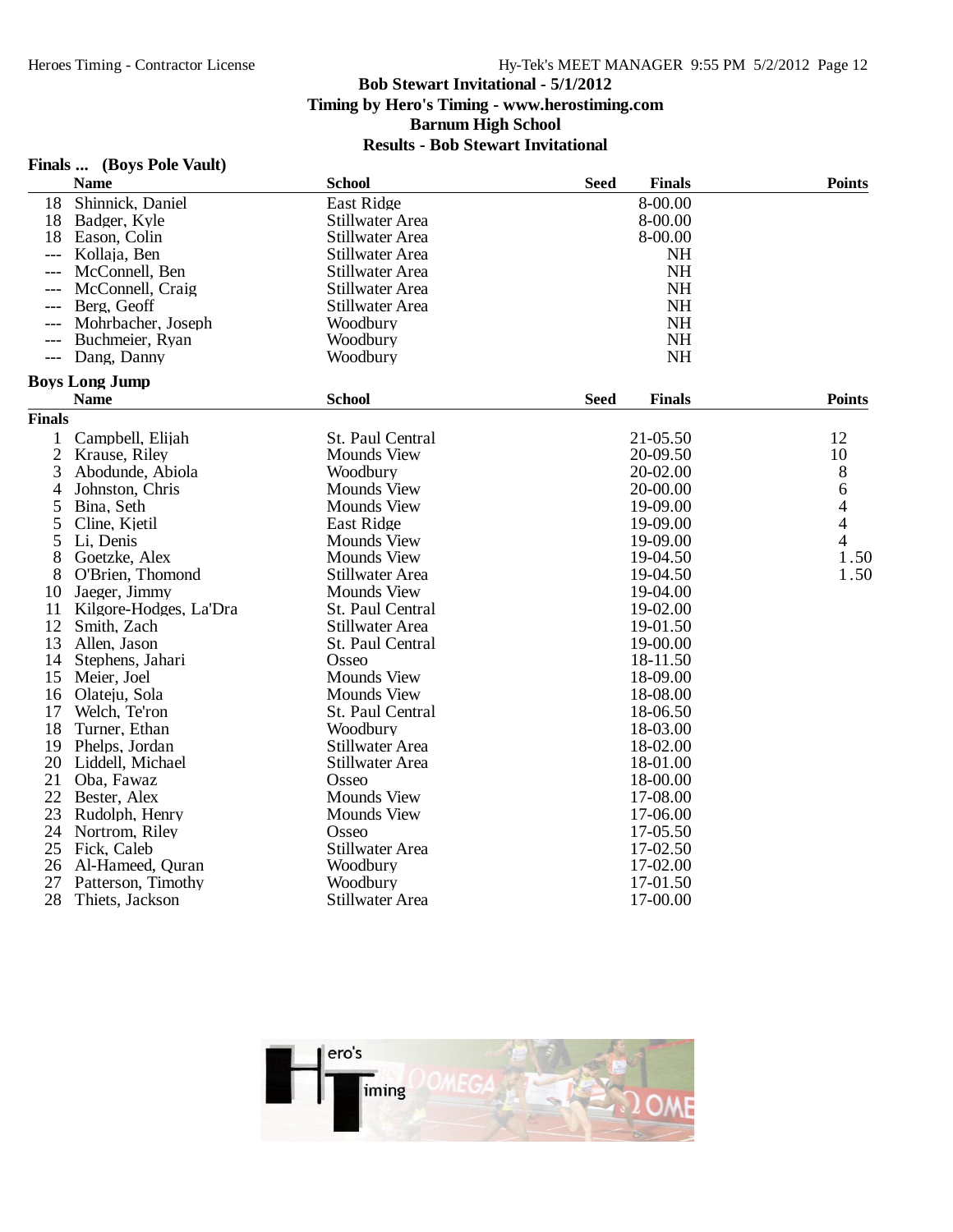**Bob Stewart Invitational - 5/1/2012**
**Timing by Hero's Timing - www.herostiming.com**
**Barnum High School**
**Results - Bob Stewart Invitational**

### Finals ... (Boys Pole Vault)

| | Name | School | Seed | Finals | Points |
|---|---|---|---|---|---|
| 18 | Shinnick, Daniel | East Ridge | | 8-00.00 | |
| 18 | Badger, Kyle | Stillwater Area | | 8-00.00 | |
| 18 | Eason, Colin | Stillwater Area | | 8-00.00 | |
| --- | Kollaja, Ben | Stillwater Area | | NH | |
| --- | McConnell, Ben | Stillwater Area | | NH | |
| --- | McConnell, Craig | Stillwater Area | | NH | |
| --- | Berg, Geoff | Stillwater Area | | NH | |
| --- | Mohrbacher, Joseph | Woodbury | | NH | |
| --- | Buchmeier, Ryan | Woodbury | | NH | |
| --- | Dang, Danny | Woodbury | | NH | |

### Boys Long Jump

**Finals**

| | Name | School | Seed | Finals | Points |
|---|---|---|---|---|---|
| 1 | Campbell, Elijah | St. Paul Central | | 21-05.50 | 12 |
| 2 | Krause, Riley | Mounds View | | 20-09.50 | 10 |
| 3 | Abodunde, Abiola | Woodbury | | 20-02.00 | 8 |
| 4 | Johnston, Chris | Mounds View | | 20-00.00 | 6 |
| 5 | Bina, Seth | Mounds View | | 19-09.00 | 4 |
| 5 | Cline, Kjetil | East Ridge | | 19-09.00 | 4 |
| 5 | Li, Denis | Mounds View | | 19-09.00 | 4 |
| 8 | Goetzke, Alex | Mounds View | | 19-04.50 | 1.50 |
| 8 | O'Brien, Thomond | Stillwater Area | | 19-04.50 | 1.50 |
| 10 | Jaeger, Jimmy | Mounds View | | 19-04.00 | |
| 11 | Kilgore-Hodges, La'Dra | St. Paul Central | | 19-02.00 | |
| 12 | Smith, Zach | Stillwater Area | | 19-01.50 | |
| 13 | Allen, Jason | St. Paul Central | | 19-00.00 | |
| 14 | Stephens, Jahari | Osseo | | 18-11.50 | |
| 15 | Meier, Joel | Mounds View | | 18-09.00 | |
| 16 | Olateju, Sola | Mounds View | | 18-08.00 | |
| 17 | Welch, Te'ron | St. Paul Central | | 18-06.50 | |
| 18 | Turner, Ethan | Woodbury | | 18-03.00 | |
| 19 | Phelps, Jordan | Stillwater Area | | 18-02.00 | |
| 20 | Liddell, Michael | Stillwater Area | | 18-01.00 | |
| 21 | Oba, Fawaz | Osseo | | 18-00.00 | |
| 22 | Bester, Alex | Mounds View | | 17-08.00 | |
| 23 | Rudolph, Henry | Mounds View | | 17-06.00 | |
| 24 | Nortrom, Riley | Osseo | | 17-05.50 | |
| 25 | Fick, Caleb | Stillwater Area | | 17-02.50 | |
| 26 | Al-Hameed, Quran | Woodbury | | 17-02.00 | |
| 27 | Patterson, Timothy | Woodbury | | 17-01.50 | |
| 28 | Thiets, Jackson | Stillwater Area | | 17-00.00 | |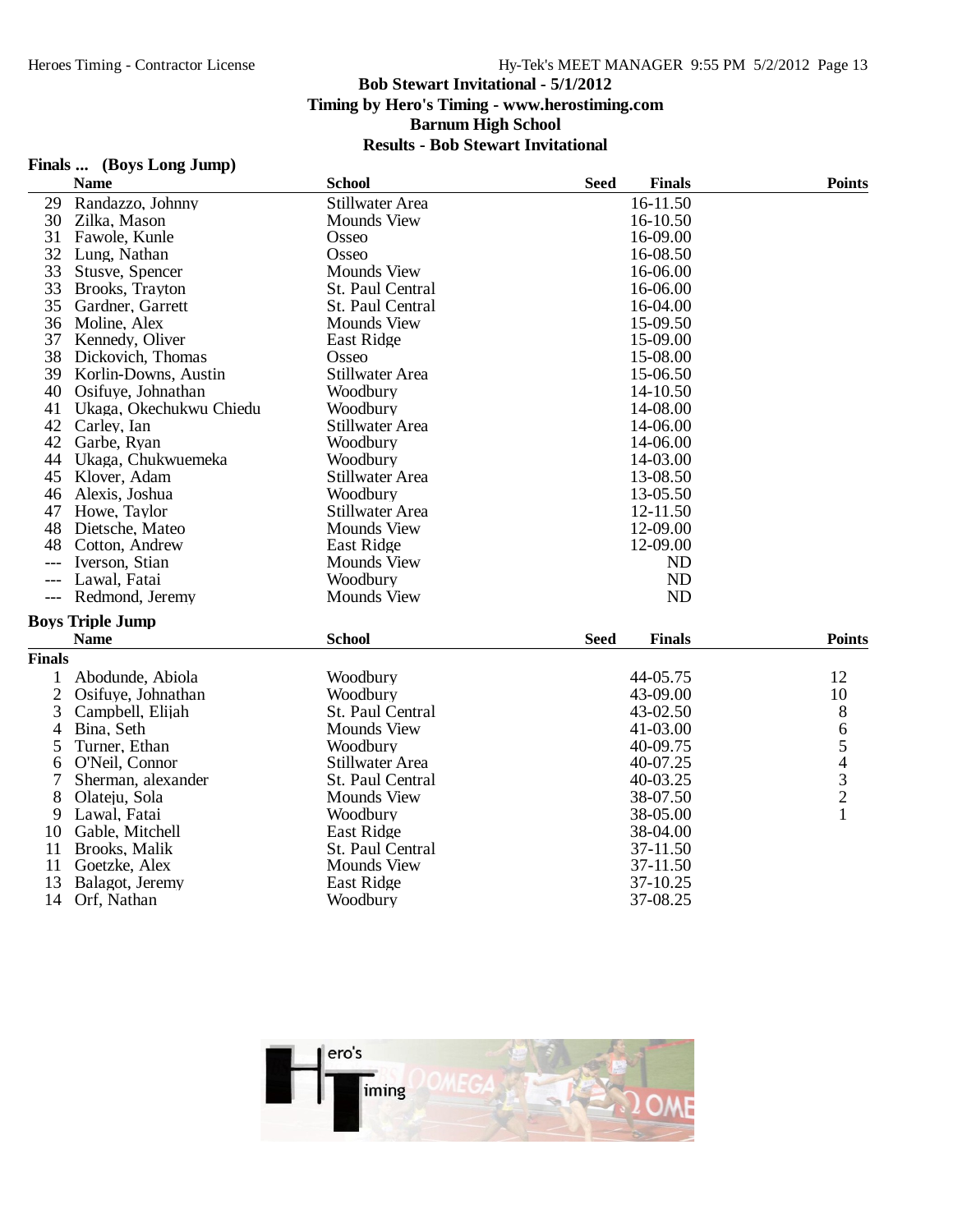# Bob Stewart Invitational - 5/1/2012

**Timing by Hero's Timing - www.herostiming.com**

**Barnum High School**

**Results - Bob Stewart Invitational**

## Finals ... (Boys Long Jump)

| | Name | School | Seed | Finals | Points |
|---|---|---|---|---|---|
| 29 | Randazzo, Johnny | Stillwater Area | | 16-11.50 | |
| 30 | Zilka, Mason | Mounds View | | 16-10.50 | |
| 31 | Fawole, Kunle | Osseo | | 16-09.00 | |
| 32 | Lung, Nathan | Osseo | | 16-08.50 | |
| 33 | Stusve, Spencer | Mounds View | | 16-06.00 | |
| 33 | Brooks, Trayton | St. Paul Central | | 16-06.00 | |
| 35 | Gardner, Garrett | St. Paul Central | | 16-04.00 | |
| 36 | Moline, Alex | Mounds View | | 15-09.50 | |
| 37 | Kennedy, Oliver | East Ridge | | 15-09.00 | |
| 38 | Dickovich, Thomas | Osseo | | 15-08.00 | |
| 39 | Korlin-Downs, Austin | Stillwater Area | | 15-06.50 | |
| 40 | Osifuye, Johnathan | Woodbury | | 14-10.50 | |
| 41 | Ukaga, Okechukwu Chiedu | Woodbury | | 14-08.00 | |
| 42 | Carley, Ian | Stillwater Area | | 14-06.00 | |
| 42 | Garbe, Ryan | Woodbury | | 14-06.00 | |
| 44 | Ukaga, Chukwuemeka | Woodbury | | 14-03.00 | |
| 45 | Klover, Adam | Stillwater Area | | 13-08.50 | |
| 46 | Alexis, Joshua | Woodbury | | 13-05.50 | |
| 47 | Howe, Taylor | Stillwater Area | | 12-11.50 | |
| 48 | Dietsche, Mateo | Mounds View | | 12-09.00 | |
| 48 | Cotton, Andrew | East Ridge | | 12-09.00 | |
| --- | Iverson, Stian | Mounds View | | ND | |
| --- | Lawal, Fatai | Woodbury | | ND | |
| --- | Redmond, Jeremy | Mounds View | | ND | |

## Boys Triple Jump

**Finals**

| | Name | School | Seed | Finals | Points |
|---|---|---|---|---|---|
| 1 | Abodunde, Abiola | Woodbury | | 44-05.75 | 12 |
| 2 | Osifuye, Johnathan | Woodbury | | 43-09.00 | 10 |
| 3 | Campbell, Elijah | St. Paul Central | | 43-02.50 | 8 |
| 4 | Bina, Seth | Mounds View | | 41-03.00 | 6 |
| 5 | Turner, Ethan | Woodbury | | 40-09.75 | 5 |
| 6 | O'Neil, Connor | Stillwater Area | | 40-07.25 | 4 |
| 7 | Sherman, alexander | St. Paul Central | | 40-03.25 | 3 |
| 8 | Olateju, Sola | Mounds View | | 38-07.50 | 2 |
| 9 | Lawal, Fatai | Woodbury | | 38-05.00 | 1 |
| 10 | Gable, Mitchell | East Ridge | | 38-04.00 | |
| 11 | Brooks, Malik | St. Paul Central | | 37-11.50 | |
| 11 | Goetzke, Alex | Mounds View | | 37-11.50 | |
| 13 | Balagot, Jeremy | East Ridge | | 37-10.25 | |
| 14 | Orf, Nathan | Woodbury | | 37-08.25 | |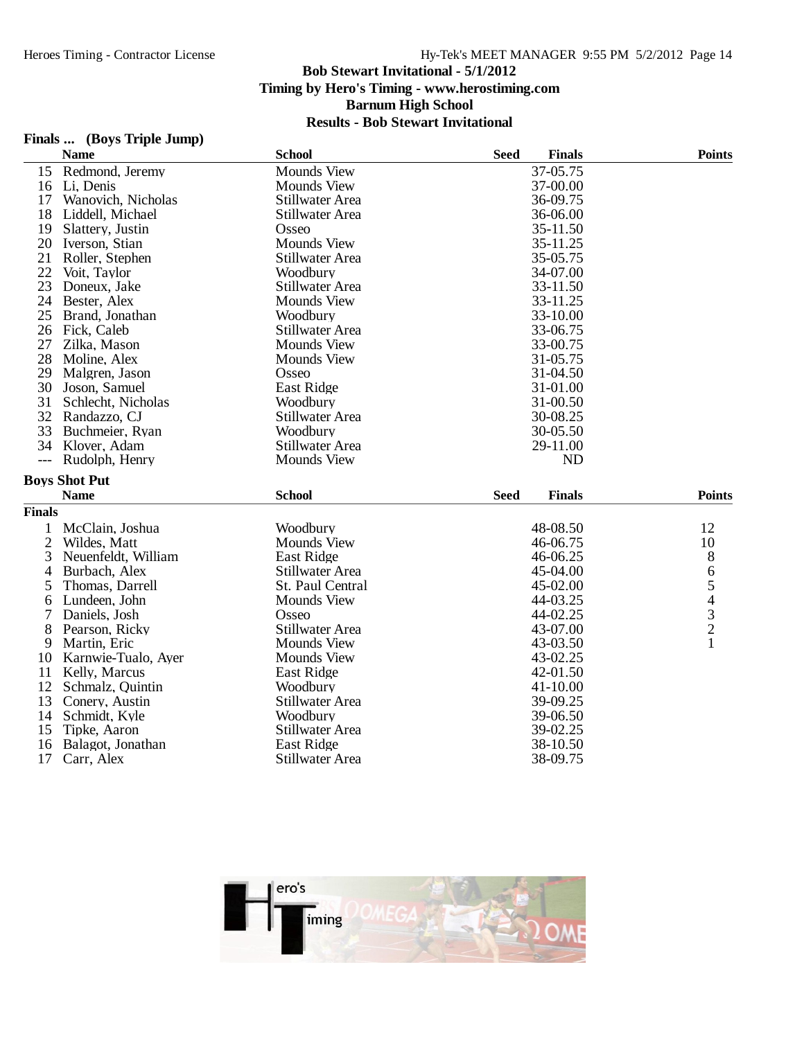Bob Stewart Invitational - 5/1/2012
Timing by Hero's Timing - www.herostiming.com
Barnum High School
Results - Bob Stewart Invitational

### Finals ... (Boys Triple Jump)

| | Name | School | Seed | Finals | Points |
|---|---|---|---|---|---|
| 15 | Redmond, Jeremy | Mounds View | | 37-05.75 | |
| 16 | Li, Denis | Mounds View | | 37-00.00 | |
| 17 | Wanovich, Nicholas | Stillwater Area | | 36-09.75 | |
| 18 | Liddell, Michael | Stillwater Area | | 36-06.00 | |
| 19 | Slattery, Justin | Osseo | | 35-11.50 | |
| 20 | Iverson, Stian | Mounds View | | 35-11.25 | |
| 21 | Roller, Stephen | Stillwater Area | | 35-05.75 | |
| 22 | Voit, Taylor | Woodbury | | 34-07.00 | |
| 23 | Doneux, Jake | Stillwater Area | | 33-11.50 | |
| 24 | Bester, Alex | Mounds View | | 33-11.25 | |
| 25 | Brand, Jonathan | Woodbury | | 33-10.00 | |
| 26 | Fick, Caleb | Stillwater Area | | 33-06.75 | |
| 27 | Zilka, Mason | Mounds View | | 33-00.75 | |
| 28 | Moline, Alex | Mounds View | | 31-05.75 | |
| 29 | Malgren, Jason | Osseo | | 31-04.50 | |
| 30 | Joson, Samuel | East Ridge | | 31-01.00 | |
| 31 | Schlecht, Nicholas | Woodbury | | 31-00.50 | |
| 32 | Randazzo, CJ | Stillwater Area | | 30-08.25 | |
| 33 | Buchmeier, Ryan | Woodbury | | 30-05.50 | |
| 34 | Klover, Adam | Stillwater Area | | 29-11.00 | |
| --- | Rudolph, Henry | Mounds View | | ND | |

### Boys Shot Put

**Finals**

| | Name | School | Seed | Finals | Points |
|---|---|---|---|---|---|
| 1 | McClain, Joshua | Woodbury | | 48-08.50 | 12 |
| 2 | Wildes, Matt | Mounds View | | 46-06.75 | 10 |
| 3 | Neuenfeldt, William | East Ridge | | 46-06.25 | 8 |
| 4 | Burbach, Alex | Stillwater Area | | 45-04.00 | 6 |
| 5 | Thomas, Darrell | St. Paul Central | | 45-02.00 | 5 |
| 6 | Lundeen, John | Mounds View | | 44-03.25 | 4 |
| 7 | Daniels, Josh | Osseo | | 44-02.25 | 3 |
| 8 | Pearson, Ricky | Stillwater Area | | 43-07.00 | 2 |
| 9 | Martin, Eric | Mounds View | | 43-03.50 | 1 |
| 10 | Karnwie-Tualo, Ayer | Mounds View | | 43-02.25 | |
| 11 | Kelly, Marcus | East Ridge | | 42-01.50 | |
| 12 | Schmalz, Quintin | Woodbury | | 41-10.00 | |
| 13 | Conery, Austin | Stillwater Area | | 39-09.25 | |
| 14 | Schmidt, Kyle | Woodbury | | 39-06.50 | |
| 15 | Tipke, Aaron | Stillwater Area | | 39-02.25 | |
| 16 | Balagot, Jonathan | East Ridge | | 38-10.50 | |
| 17 | Carr, Alex | Stillwater Area | | 38-09.75 | |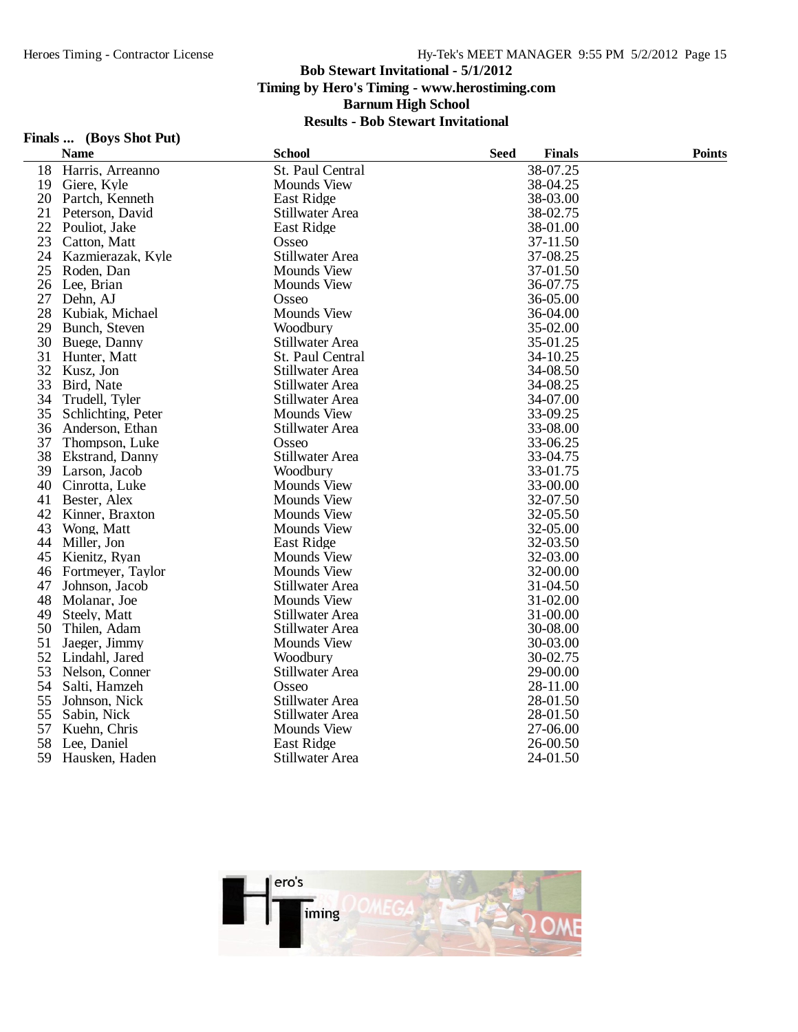## Bob Stewart Invitational - 5/1/2012
### Timing by Hero's Timing - www.herostiming.com
### Barnum High School
### Results - Bob Stewart Invitational

**Finals ... (Boys Shot Put)**

| | Name | School | Seed | Finals | Points |
|---|---|---|---|---|---|
| 18 | Harris, Arreanno | St. Paul Central | | 38-07.25 | |
| 19 | Giere, Kyle | Mounds View | | 38-04.25 | |
| 20 | Partch, Kenneth | East Ridge | | 38-03.00 | |
| 21 | Peterson, David | Stillwater Area | | 38-02.75 | |
| 22 | Pouliot, Jake | East Ridge | | 38-01.00 | |
| 23 | Catton, Matt | Osseo | | 37-11.50 | |
| 24 | Kazmierazak, Kyle | Stillwater Area | | 37-08.25 | |
| 25 | Roden, Dan | Mounds View | | 37-01.50 | |
| 26 | Lee, Brian | Mounds View | | 36-07.75 | |
| 27 | Dehn, AJ | Osseo | | 36-05.00 | |
| 28 | Kubiak, Michael | Mounds View | | 36-04.00 | |
| 29 | Bunch, Steven | Woodbury | | 35-02.00 | |
| 30 | Buege, Danny | Stillwater Area | | 35-01.25 | |
| 31 | Hunter, Matt | St. Paul Central | | 34-10.25 | |
| 32 | Kusz, Jon | Stillwater Area | | 34-08.50 | |
| 33 | Bird, Nate | Stillwater Area | | 34-08.25 | |
| 34 | Trudell, Tyler | Stillwater Area | | 34-07.00 | |
| 35 | Schlichting, Peter | Mounds View | | 33-09.25 | |
| 36 | Anderson, Ethan | Stillwater Area | | 33-08.00 | |
| 37 | Thompson, Luke | Osseo | | 33-06.25 | |
| 38 | Ekstrand, Danny | Stillwater Area | | 33-04.75 | |
| 39 | Larson, Jacob | Woodbury | | 33-01.75 | |
| 40 | Cinrotta, Luke | Mounds View | | 33-00.00 | |
| 41 | Bester, Alex | Mounds View | | 32-07.50 | |
| 42 | Kinner, Braxton | Mounds View | | 32-05.50 | |
| 43 | Wong, Matt | Mounds View | | 32-05.00 | |
| 44 | Miller, Jon | East Ridge | | 32-03.50 | |
| 45 | Kienitz, Ryan | Mounds View | | 32-03.00 | |
| 46 | Fortmeyer, Taylor | Mounds View | | 32-00.00 | |
| 47 | Johnson, Jacob | Stillwater Area | | 31-04.50 | |
| 48 | Molanar, Joe | Mounds View | | 31-02.00 | |
| 49 | Steely, Matt | Stillwater Area | | 31-00.00 | |
| 50 | Thilen, Adam | Stillwater Area | | 30-08.00 | |
| 51 | Jaeger, Jimmy | Mounds View | | 30-03.00 | |
| 52 | Lindahl, Jared | Woodbury | | 30-02.75 | |
| 53 | Nelson, Conner | Stillwater Area | | 29-00.00 | |
| 54 | Salti, Hamzeh | Osseo | | 28-11.00 | |
| 55 | Johnson, Nick | Stillwater Area | | 28-01.50 | |
| 55 | Sabin, Nick | Stillwater Area | | 28-01.50 | |
| 57 | Kuehn, Chris | Mounds View | | 27-06.00 | |
| 58 | Lee, Daniel | East Ridge | | 26-00.50 | |
| 59 | Hausken, Haden | Stillwater Area | | 24-01.50 | |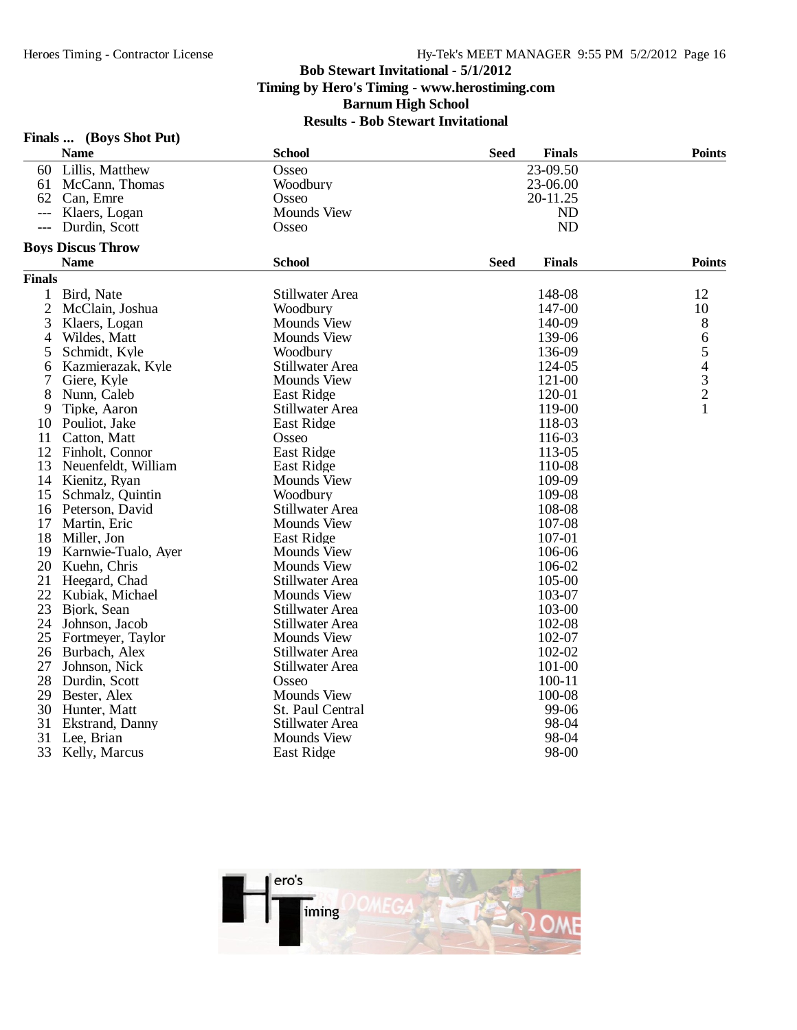## Finals ... (Boys Shot Put)

| | Name | School | Seed | Finals | Points |
|---|---|---|---|---|---|
| 60 | Lillis, Matthew | Osseo | | 23-09.50 | |
| 61 | McCann, Thomas | Woodbury | | 23-06.00 | |
| 62 | Can, Emre | Osseo | | 20-11.25 | |
| --- | Klaers, Logan | Mounds View | | ND | |
| --- | Durdin, Scott | Osseo | | ND | |

## Boys Discus Throw

**Finals**

| | Name | School | Seed | Finals | Points |
|---|---|---|---|---|---|
| 1 | Bird, Nate | Stillwater Area | | 148-08 | 12 |
| 2 | McClain, Joshua | Woodbury | | 147-00 | 10 |
| 3 | Klaers, Logan | Mounds View | | 140-09 | 8 |
| 4 | Wildes, Matt | Mounds View | | 139-06 | 6 |
| 5 | Schmidt, Kyle | Woodbury | | 136-09 | 5 |
| 6 | Kazmierazak, Kyle | Stillwater Area | | 124-05 | 4 |
| 7 | Giere, Kyle | Mounds View | | 121-00 | 3 |
| 8 | Nunn, Caleb | East Ridge | | 120-01 | 2 |
| 9 | Tipke, Aaron | Stillwater Area | | 119-00 | 1 |
| 10 | Pouliot, Jake | East Ridge | | 118-03 | |
| 11 | Catton, Matt | Osseo | | 116-03 | |
| 12 | Finholt, Connor | East Ridge | | 113-05 | |
| 13 | Neuenfeldt, William | East Ridge | | 110-08 | |
| 14 | Kienitz, Ryan | Mounds View | | 109-09 | |
| 15 | Schmalz, Quintin | Woodbury | | 109-08 | |
| 16 | Peterson, David | Stillwater Area | | 108-08 | |
| 17 | Martin, Eric | Mounds View | | 107-08 | |
| 18 | Miller, Jon | East Ridge | | 107-01 | |
| 19 | Karnwie-Tualo, Ayer | Mounds View | | 106-06 | |
| 20 | Kuehn, Chris | Mounds View | | 106-02 | |
| 21 | Heegard, Chad | Stillwater Area | | 105-00 | |
| 22 | Kubiak, Michael | Mounds View | | 103-07 | |
| 23 | Bjork, Sean | Stillwater Area | | 103-00 | |
| 24 | Johnson, Jacob | Stillwater Area | | 102-08 | |
| 25 | Fortmeyer, Taylor | Mounds View | | 102-07 | |
| 26 | Burbach, Alex | Stillwater Area | | 102-02 | |
| 27 | Johnson, Nick | Stillwater Area | | 101-00 | |
| 28 | Durdin, Scott | Osseo | | 100-11 | |
| 29 | Bester, Alex | Mounds View | | 100-08 | |
| 30 | Hunter, Matt | St. Paul Central | | 99-06 | |
| 31 | Ekstrand, Danny | Stillwater Area | | 98-04 | |
| 31 | Lee, Brian | Mounds View | | 98-04 | |
| 33 | Kelly, Marcus | East Ridge | | 98-00 | |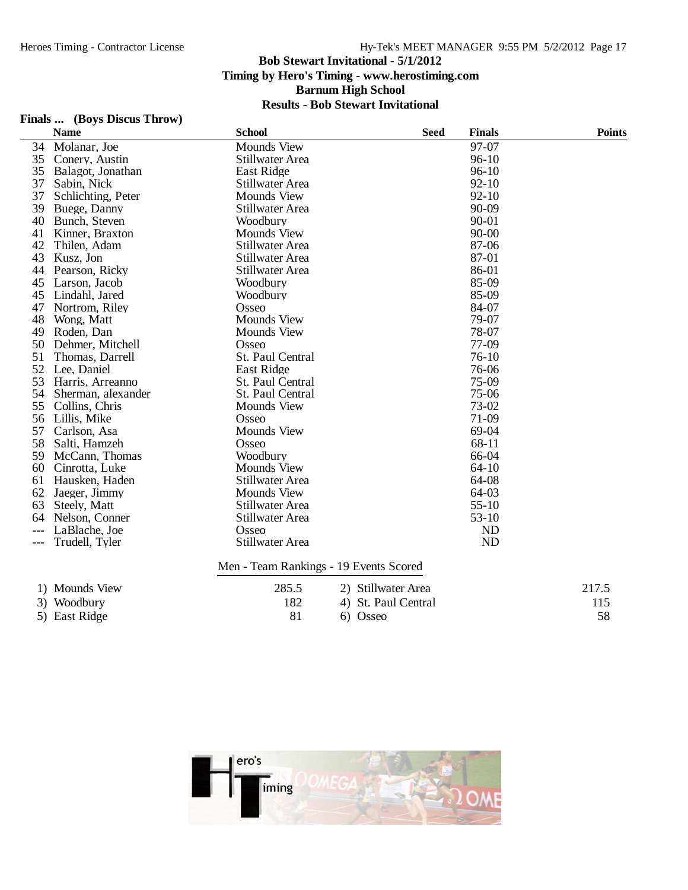## Finals ... (Boys Discus Throw)

| | Name | School | Seed | Finals | Points |
|---|---|---|---|---|---|
| 34 | Molanar, Joe | Mounds View | | 97-07 | |
| 35 | Conery, Austin | Stillwater Area | | 96-10 | |
| 35 | Balagot, Jonathan | East Ridge | | 96-10 | |
| 37 | Sabin, Nick | Stillwater Area | | 92-10 | |
| 37 | Schlichting, Peter | Mounds View | | 92-10 | |
| 39 | Buege, Danny | Stillwater Area | | 90-09 | |
| 40 | Bunch, Steven | Woodbury | | 90-01 | |
| 41 | Kinner, Braxton | Mounds View | | 90-00 | |
| 42 | Thilen, Adam | Stillwater Area | | 87-06 | |
| 43 | Kusz, Jon | Stillwater Area | | 87-01 | |
| 44 | Pearson, Ricky | Stillwater Area | | 86-01 | |
| 45 | Larson, Jacob | Woodbury | | 85-09 | |
| 45 | Lindahl, Jared | Woodbury | | 85-09 | |
| 47 | Nortrom, Riley | Osseo | | 84-07 | |
| 48 | Wong, Matt | Mounds View | | 79-07 | |
| 49 | Roden, Dan | Mounds View | | 78-07 | |
| 50 | Dehmer, Mitchell | Osseo | | 77-09 | |
| 51 | Thomas, Darrell | St. Paul Central | | 76-10 | |
| 52 | Lee, Daniel | East Ridge | | 76-06 | |
| 53 | Harris, Arreanno | St. Paul Central | | 75-09 | |
| 54 | Sherman, alexander | St. Paul Central | | 75-06 | |
| 55 | Collins, Chris | Mounds View | | 73-02 | |
| 56 | Lillis, Mike | Osseo | | 71-09 | |
| 57 | Carlson, Asa | Mounds View | | 69-04 | |
| 58 | Salti, Hamzeh | Osseo | | 68-11 | |
| 59 | McCann, Thomas | Woodbury | | 66-04 | |
| 60 | Cinrotta, Luke | Mounds View | | 64-10 | |
| 61 | Hausken, Haden | Stillwater Area | | 64-08 | |
| 62 | Jaeger, Jimmy | Mounds View | | 64-03 | |
| 63 | Steely, Matt | Stillwater Area | | 55-10 | |
| 64 | Nelson, Conner | Stillwater Area | | 53-10 | |
| --- | LaBlache, Joe | Osseo | | ND | |
| --- | Trudell, Tyler | Stillwater Area | | ND | |

### Men - Team Rankings - 19 Events Scored

| | | | |
|---|---|---|---|
| 1) Mounds View | 285.5 | 2) Stillwater Area | 217.5 |
| 3) Woodbury | 182 | 4) St. Paul Central | 115 |
| 5) East Ridge | 81 | 6) Osseo | 58 |